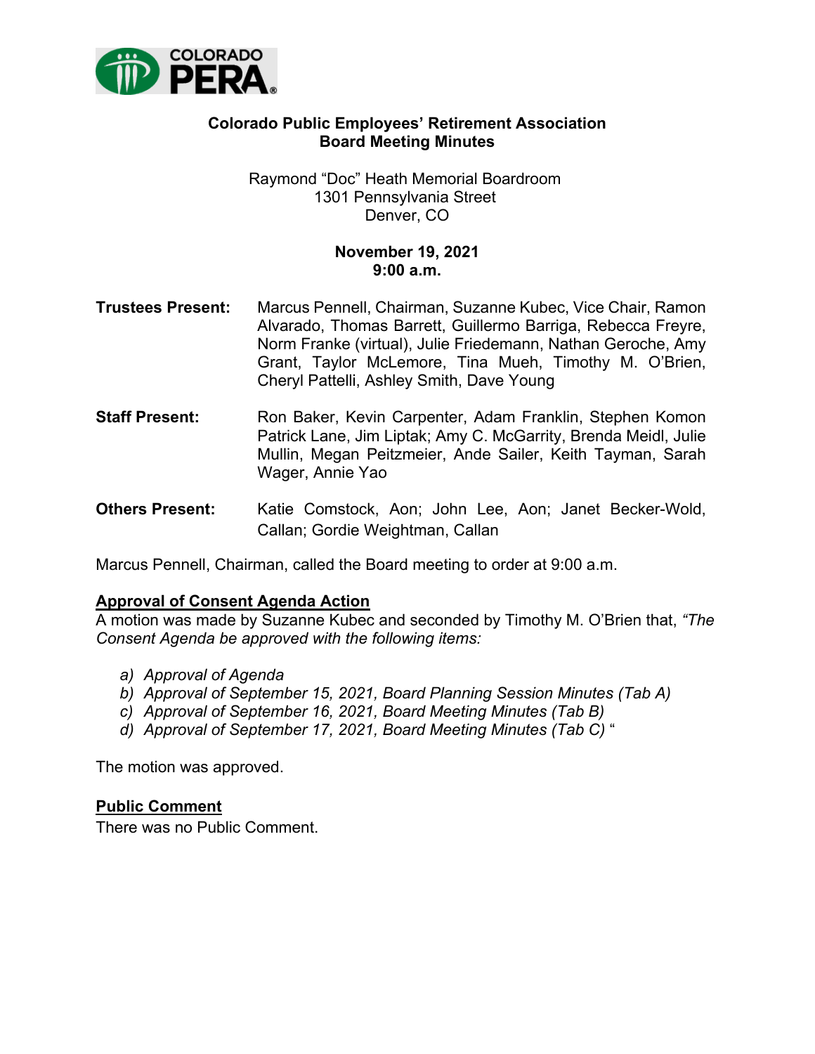**Colorado Public Employees' Retirement Association**
**Board Meeting Minutes**

Raymond "Doc" Heath Memorial Boardroom
1301 Pennsylvania Street
Denver, CO

**November 19, 2021**
**9:00 a.m.**

**Trustees Present:** Marcus Pennell, Chairman, Suzanne Kubec, Vice Chair, Ramon Alvarado, Thomas Barrett, Guillermo Barriga, Rebecca Freyre, Norm Franke (virtual), Julie Friedemann, Nathan Geroche, Amy Grant, Taylor McLemore, Tina Mueh, Timothy M. O'Brien, Cheryl Pattelli, Ashley Smith, Dave Young

**Staff Present:** Ron Baker, Kevin Carpenter, Adam Franklin, Stephen Komon Patrick Lane, Jim Liptak; Amy C. McGarrity, Brenda Meidl, Julie Mullin, Megan Peitzmeier, Ande Sailer, Keith Tayman, Sarah Wager, Annie Yao

**Others Present:** Katie Comstock, Aon; John Lee, Aon; Janet Becker-Wold, Callan; Gordie Weightman, Callan

Marcus Pennell, Chairman, called the Board meeting to order at 9:00 a.m.

## Approval of Consent Agenda Action

A motion was made by Suzanne Kubec and seconded by Timothy M. O'Brien that, *"The Consent Agenda be approved with the following items:*

*a) Approval of Agenda*
*b) Approval of September 15, 2021, Board Planning Session Minutes (Tab A)*
*c) Approval of September 16, 2021, Board Meeting Minutes (Tab B)*
*d) Approval of September 17, 2021, Board Meeting Minutes (Tab C)* "

The motion was approved.

## Public Comment

There was no Public Comment.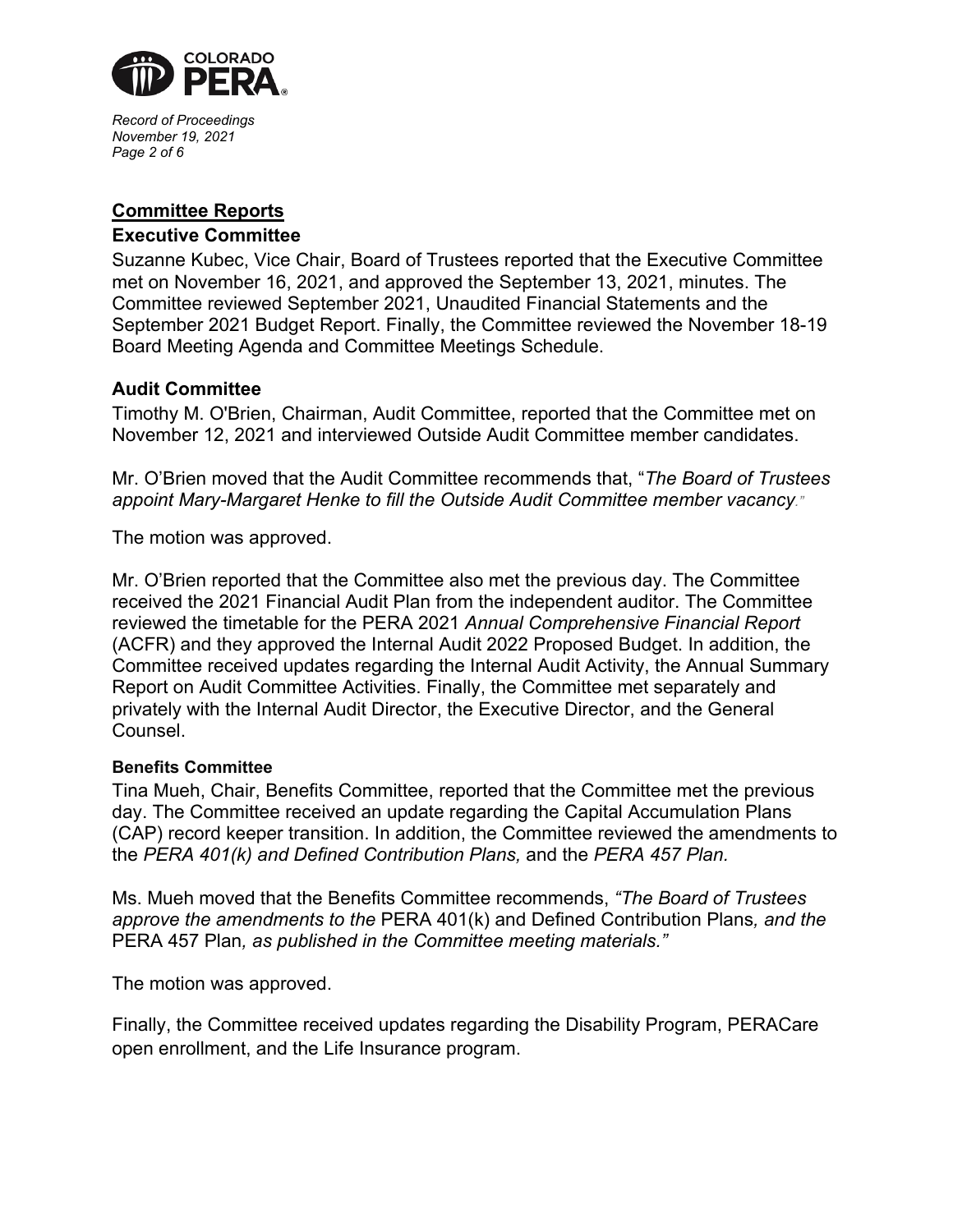## Committee Reports

### Executive Committee

Suzanne Kubec, Vice Chair, Board of Trustees reported that the Executive Committee met on November 16, 2021, and approved the September 13, 2021, minutes. The Committee reviewed September 2021, Unaudited Financial Statements and the September 2021 Budget Report. Finally, the Committee reviewed the November 18-19 Board Meeting Agenda and Committee Meetings Schedule.

### Audit Committee

Timothy M. O'Brien, Chairman, Audit Committee, reported that the Committee met on November 12, 2021 and interviewed Outside Audit Committee member candidates.

Mr. O'Brien moved that the Audit Committee recommends that, "*The Board of Trustees appoint Mary-Margaret Henke to fill the Outside Audit Committee member vacancy*."

The motion was approved.

Mr. O'Brien reported that the Committee also met the previous day. The Committee received the 2021 Financial Audit Plan from the independent auditor. The Committee reviewed the timetable for the PERA 2021 *Annual Comprehensive Financial Report* (ACFR) and they approved the Internal Audit 2022 Proposed Budget. In addition, the Committee received updates regarding the Internal Audit Activity, the Annual Summary Report on Audit Committee Activities. Finally, the Committee met separately and privately with the Internal Audit Director, the Executive Director, and the General Counsel.

#### Benefits Committee

Tina Mueh, Chair, Benefits Committee, reported that the Committee met the previous day. The Committee received an update regarding the Capital Accumulation Plans (CAP) record keeper transition. In addition, the Committee reviewed the amendments to the *PERA 401(k) and Defined Contribution Plans,* and the *PERA 457 Plan.*

Ms. Mueh moved that the Benefits Committee recommends, *"The Board of Trustees approve the amendments to the* PERA 401(k) and Defined Contribution Plans*, and the* PERA 457 Plan*, as published in the Committee meeting materials."*

The motion was approved.

Finally, the Committee received updates regarding the Disability Program, PERACare open enrollment, and the Life Insurance program.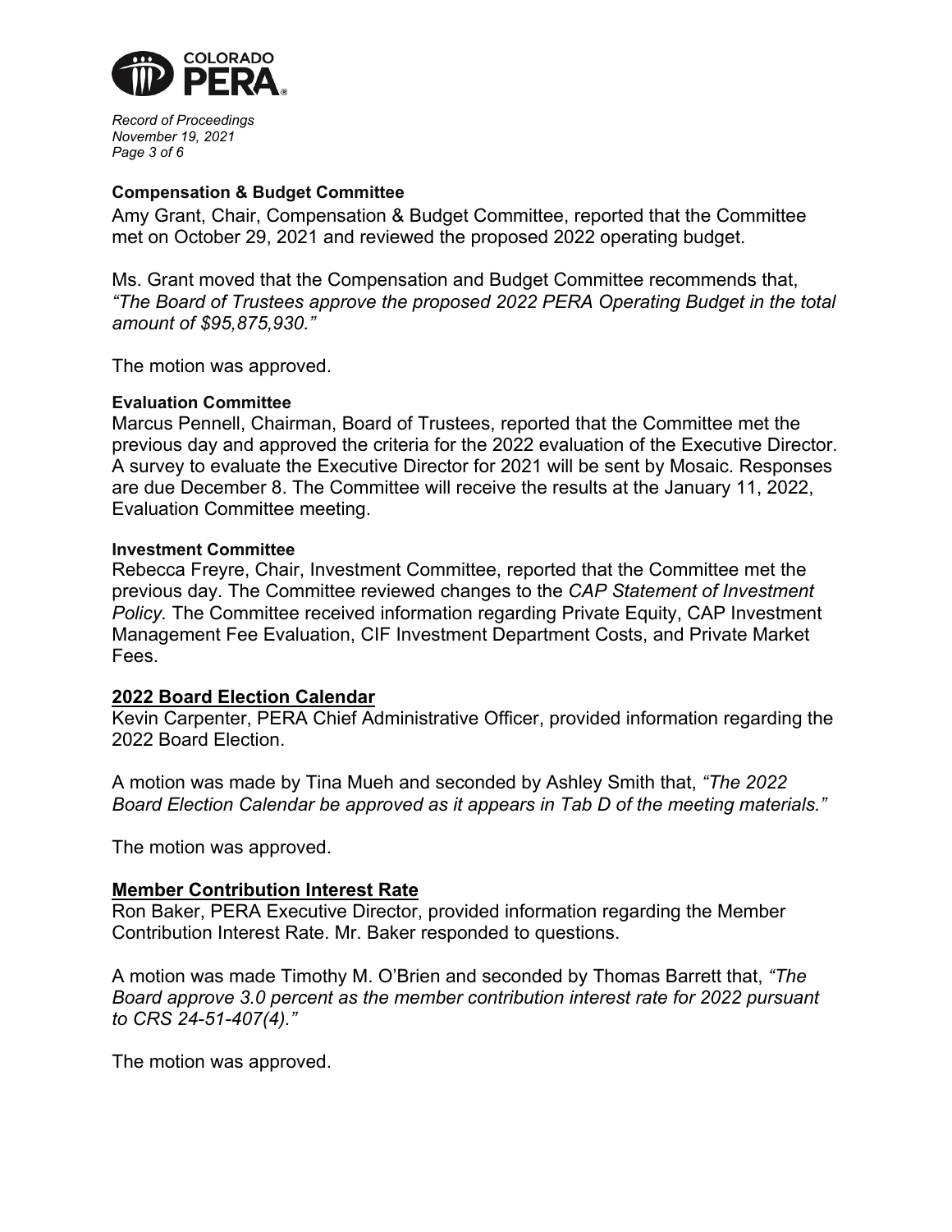**Compensation & Budget Committee**

Amy Grant, Chair, Compensation & Budget Committee, reported that the Committee met on October 29, 2021 and reviewed the proposed 2022 operating budget.

Ms. Grant moved that the Compensation and Budget Committee recommends that, *"The Board of Trustees approve the proposed 2022 PERA Operating Budget in the total amount of $95,875,930."*

The motion was approved.

**Evaluation Committee**

Marcus Pennell, Chairman, Board of Trustees, reported that the Committee met the previous day and approved the criteria for the 2022 evaluation of the Executive Director. A survey to evaluate the Executive Director for 2021 will be sent by Mosaic. Responses are due December 8. The Committee will receive the results at the January 11, 2022, Evaluation Committee meeting.

**Investment Committee**

Rebecca Freyre, Chair, Investment Committee, reported that the Committee met the previous day. The Committee reviewed changes to the *CAP Statement of Investment Policy.* The Committee received information regarding Private Equity, CAP Investment Management Fee Evaluation, CIF Investment Department Costs, and Private Market Fees.

## 2022 Board Election Calendar

Kevin Carpenter, PERA Chief Administrative Officer, provided information regarding the 2022 Board Election.

A motion was made by Tina Mueh and seconded by Ashley Smith that, *"The 2022 Board Election Calendar be approved as it appears in Tab D of the meeting materials."*

The motion was approved.

## Member Contribution Interest Rate

Ron Baker, PERA Executive Director, provided information regarding the Member Contribution Interest Rate. Mr. Baker responded to questions.

A motion was made Timothy M. O'Brien and seconded by Thomas Barrett that, *"The Board approve 3.0 percent as the member contribution interest rate for 2022 pursuant to CRS 24-51-407(4)."*

The motion was approved.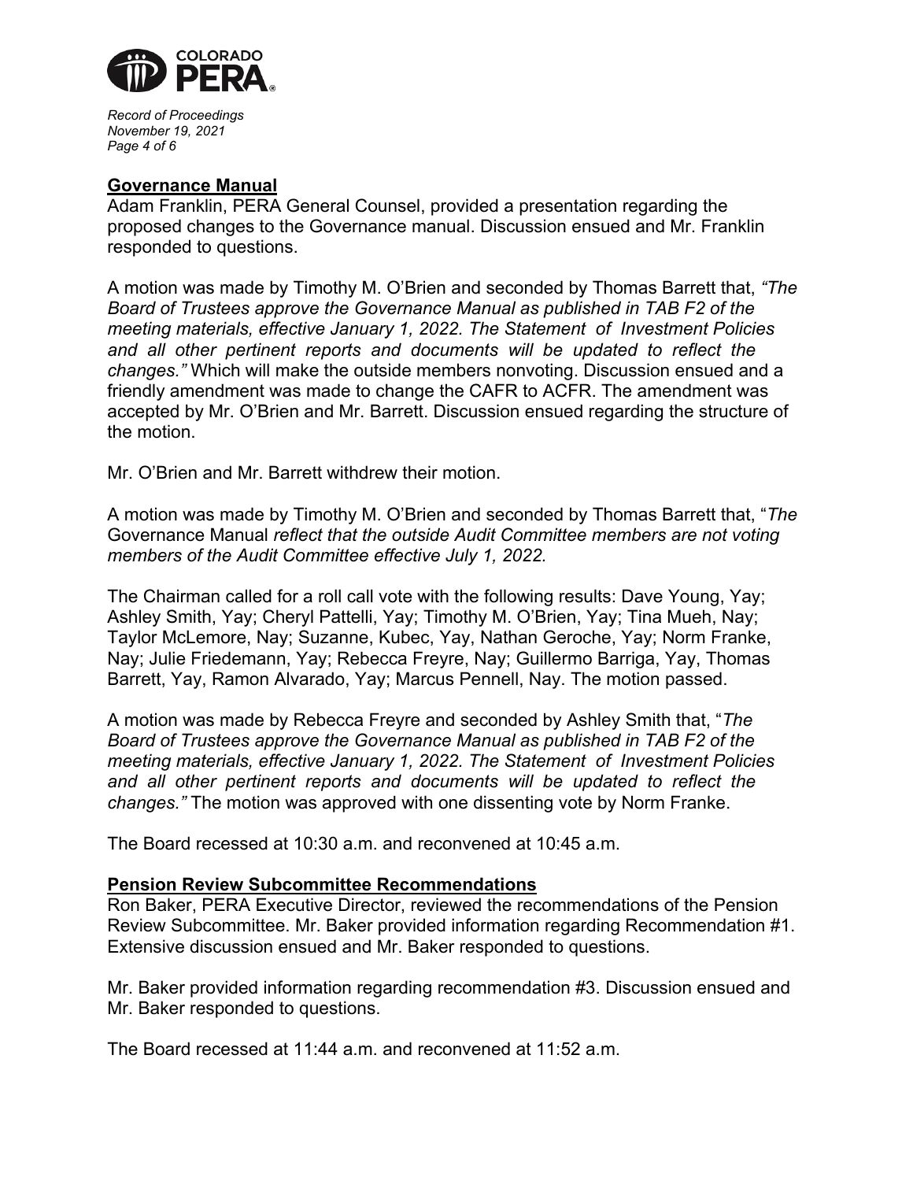**Governance Manual**

Adam Franklin, PERA General Counsel, provided a presentation regarding the proposed changes to the Governance manual. Discussion ensued and Mr. Franklin responded to questions.

A motion was made by Timothy M. O'Brien and seconded by Thomas Barrett that, *"The Board of Trustees approve the Governance Manual as published in TAB F2 of the meeting materials, effective January 1, 2022. The Statement of Investment Policies and all other pertinent reports and documents will be updated to reflect the changes."* Which will make the outside members nonvoting. Discussion ensued and a friendly amendment was made to change the CAFR to ACFR. The amendment was accepted by Mr. O'Brien and Mr. Barrett. Discussion ensued regarding the structure of the motion.

Mr. O'Brien and Mr. Barrett withdrew their motion.

A motion was made by Timothy M. O'Brien and seconded by Thomas Barrett that, "*The* Governance Manual *reflect that the outside Audit Committee members are not voting members of the Audit Committee effective July 1, 2022.*

The Chairman called for a roll call vote with the following results: Dave Young, Yay; Ashley Smith, Yay; Cheryl Pattelli, Yay; Timothy M. O'Brien, Yay; Tina Mueh, Nay; Taylor McLemore, Nay; Suzanne, Kubec, Yay, Nathan Geroche, Yay; Norm Franke, Nay; Julie Friedemann, Yay; Rebecca Freyre, Nay; Guillermo Barriga, Yay, Thomas Barrett, Yay, Ramon Alvarado, Yay; Marcus Pennell, Nay. The motion passed.

A motion was made by Rebecca Freyre and seconded by Ashley Smith that, "*The Board of Trustees approve the Governance Manual as published in TAB F2 of the meeting materials, effective January 1, 2022. The Statement of Investment Policies and all other pertinent reports and documents will be updated to reflect the changes."* The motion was approved with one dissenting vote by Norm Franke.

The Board recessed at 10:30 a.m. and reconvened at 10:45 a.m.

**Pension Review Subcommittee Recommendations**

Ron Baker, PERA Executive Director, reviewed the recommendations of the Pension Review Subcommittee. Mr. Baker provided information regarding Recommendation #1. Extensive discussion ensued and Mr. Baker responded to questions.

Mr. Baker provided information regarding recommendation #3. Discussion ensued and Mr. Baker responded to questions.

The Board recessed at 11:44 a.m. and reconvened at 11:52 a.m.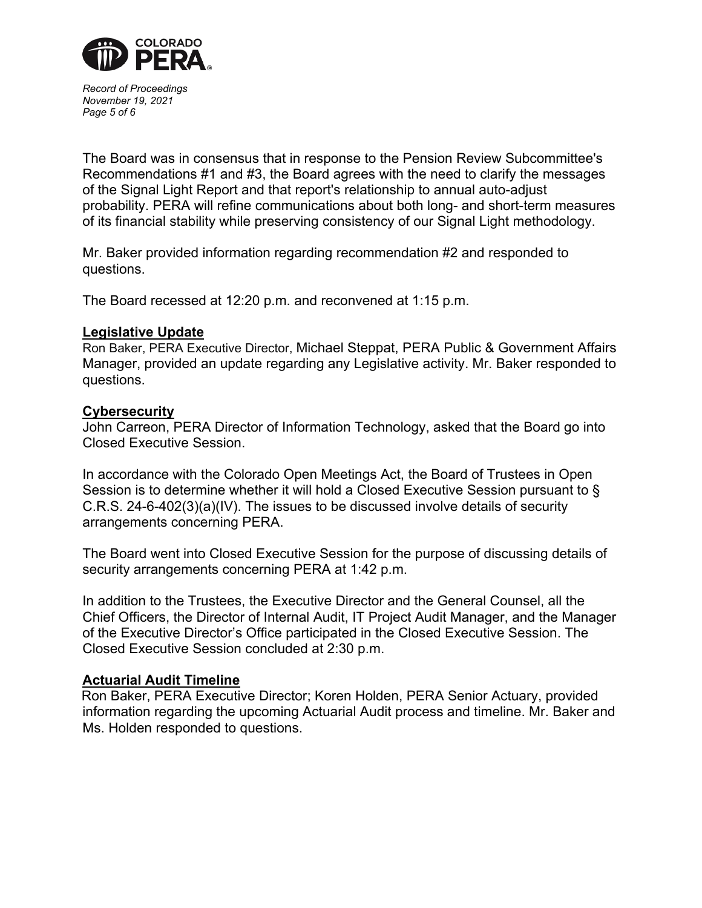The Board was in consensus that in response to the Pension Review Subcommittee's Recommendations #1 and #3, the Board agrees with the need to clarify the messages of the Signal Light Report and that report's relationship to annual auto-adjust probability. PERA will refine communications about both long- and short-term measures of its financial stability while preserving consistency of our Signal Light methodology.

Mr. Baker provided information regarding recommendation #2 and responded to questions.

The Board recessed at 12:20 p.m. and reconvened at 1:15 p.m.

**Legislative Update**

Ron Baker, PERA Executive Director, Michael Steppat, PERA Public & Government Affairs Manager, provided an update regarding any Legislative activity. Mr. Baker responded to questions.

**Cybersecurity**

John Carreon, PERA Director of Information Technology, asked that the Board go into Closed Executive Session.

In accordance with the Colorado Open Meetings Act, the Board of Trustees in Open Session is to determine whether it will hold a Closed Executive Session pursuant to § C.R.S. 24-6-402(3)(a)(IV). The issues to be discussed involve details of security arrangements concerning PERA.

The Board went into Closed Executive Session for the purpose of discussing details of security arrangements concerning PERA at 1:42 p.m.

In addition to the Trustees, the Executive Director and the General Counsel, all the Chief Officers, the Director of Internal Audit, IT Project Audit Manager, and the Manager of the Executive Director's Office participated in the Closed Executive Session. The Closed Executive Session concluded at 2:30 p.m.

**Actuarial Audit Timeline**

Ron Baker, PERA Executive Director; Koren Holden, PERA Senior Actuary, provided information regarding the upcoming Actuarial Audit process and timeline. Mr. Baker and Ms. Holden responded to questions.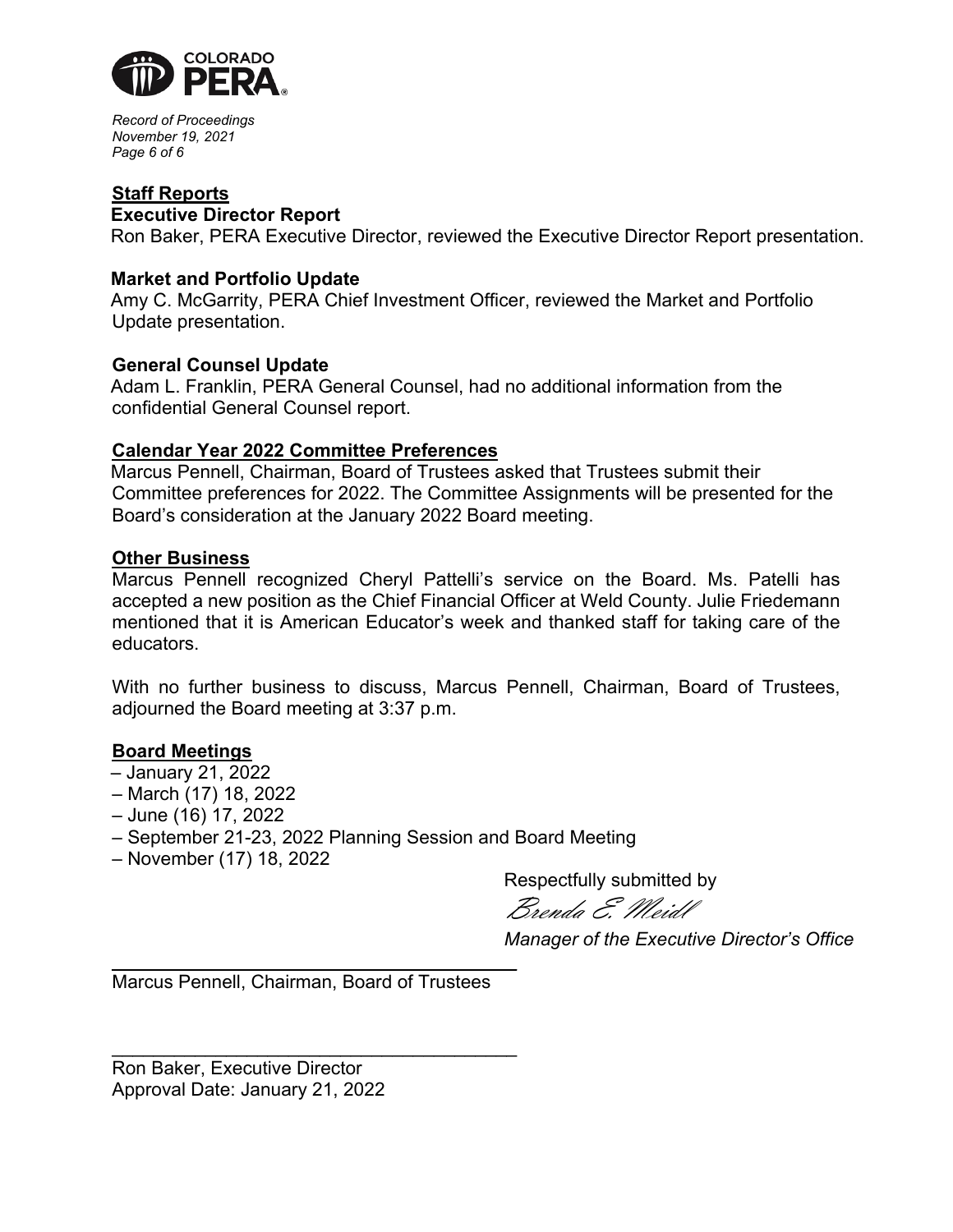## Staff Reports

### Executive Director Report

Ron Baker, PERA Executive Director, reviewed the Executive Director Report presentation.

### Market and Portfolio Update

Amy C. McGarrity, PERA Chief Investment Officer, reviewed the Market and Portfolio Update presentation.

### General Counsel Update

Adam L. Franklin, PERA General Counsel, had no additional information from the confidential General Counsel report.

## Calendar Year 2022 Committee Preferences

Marcus Pennell, Chairman, Board of Trustees asked that Trustees submit their Committee preferences for 2022. The Committee Assignments will be presented for the Board's consideration at the January 2022 Board meeting.

## Other Business

Marcus Pennell recognized Cheryl Pattelli's service on the Board. Ms. Patelli has accepted a new position as the Chief Financial Officer at Weld County. Julie Friedemann mentioned that it is American Educator's week and thanked staff for taking care of the educators.

With no further business to discuss, Marcus Pennell, Chairman, Board of Trustees, adjourned the Board meeting at 3:37 p.m.

## Board Meetings

– January 21, 2022
– March (17) 18, 2022
– June (16) 17, 2022
– September 21-23, 2022 Planning Session and Board Meeting
– November (17) 18, 2022

Respectfully submitted by

*Brenda E. Meidl*

*Manager of the Executive Director's Office*

\_\_\_\_\_\_\_\_\_\_\_\_\_\_\_\_\_\_\_\_\_\_\_\_\_\_\_\_\_\_\_\_\_\_\_\_\_\_\_\_
Marcus Pennell, Chairman, Board of Trustees

\_\_\_\_\_\_\_\_\_\_\_\_\_\_\_\_\_\_\_\_\_\_\_\_\_\_\_\_\_\_\_\_\_\_\_\_\_\_\_\_
Ron Baker, Executive Director
Approval Date: January 21, 2022